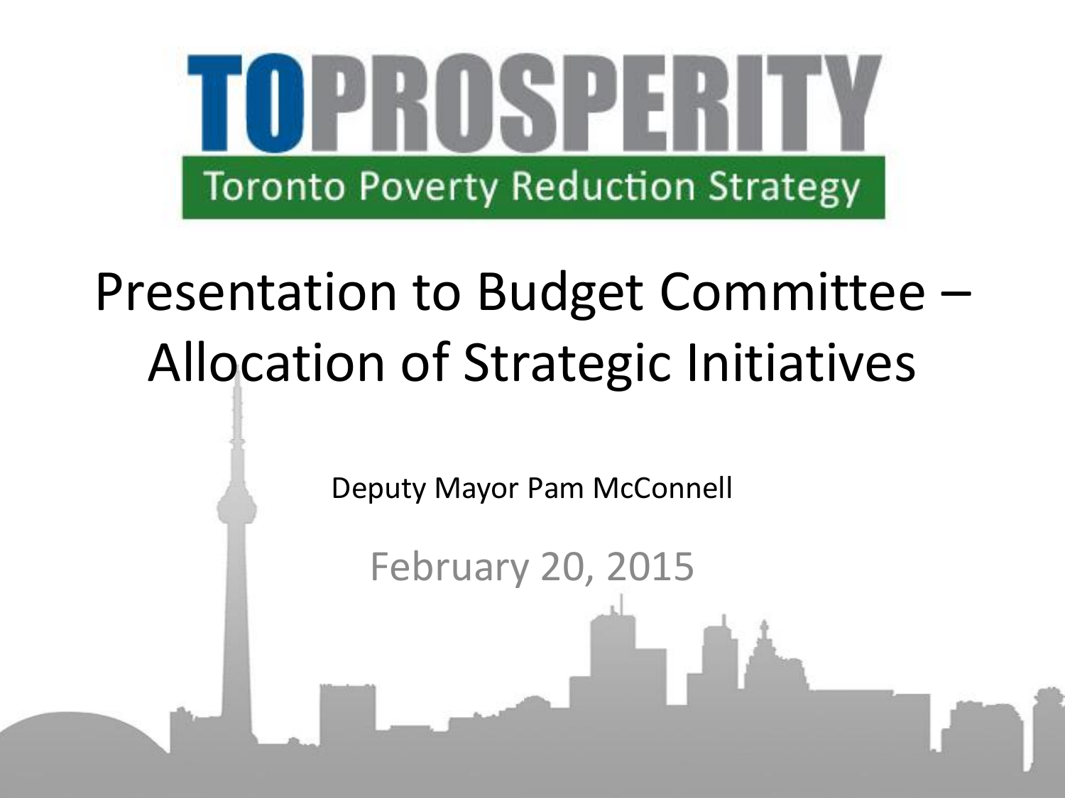# TOPROSPERITY

Toronto Poverty Reduction Strategy

# Presentation to Budget Committee – Allocation of Strategic Initiatives

Deputy Mayor Pam McConnell

February 20, 2015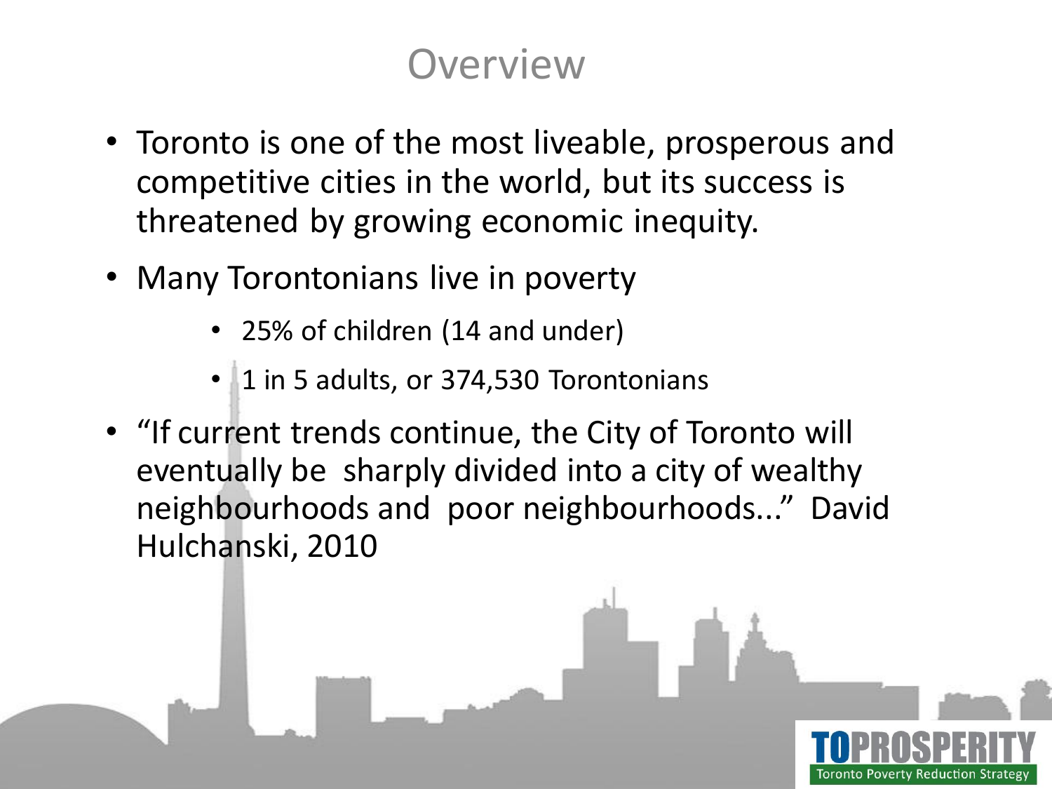# Overview

- Toronto is one of the most liveable, prosperous and competitive cities in the world, but its success is threatened by growing economic inequity.
- Many Torontonians live in poverty
  - 25% of children (14 and under)
  - 1 in 5 adults, or 374,530 Torontonians
- "If current trends continue, the City of Toronto will eventually be sharply divided into a city of wealthy neighbourhoods and poor neighbourhoods..." David Hulchanski, 2010

TOPROSPERITY
Toronto Poverty Reduction Strategy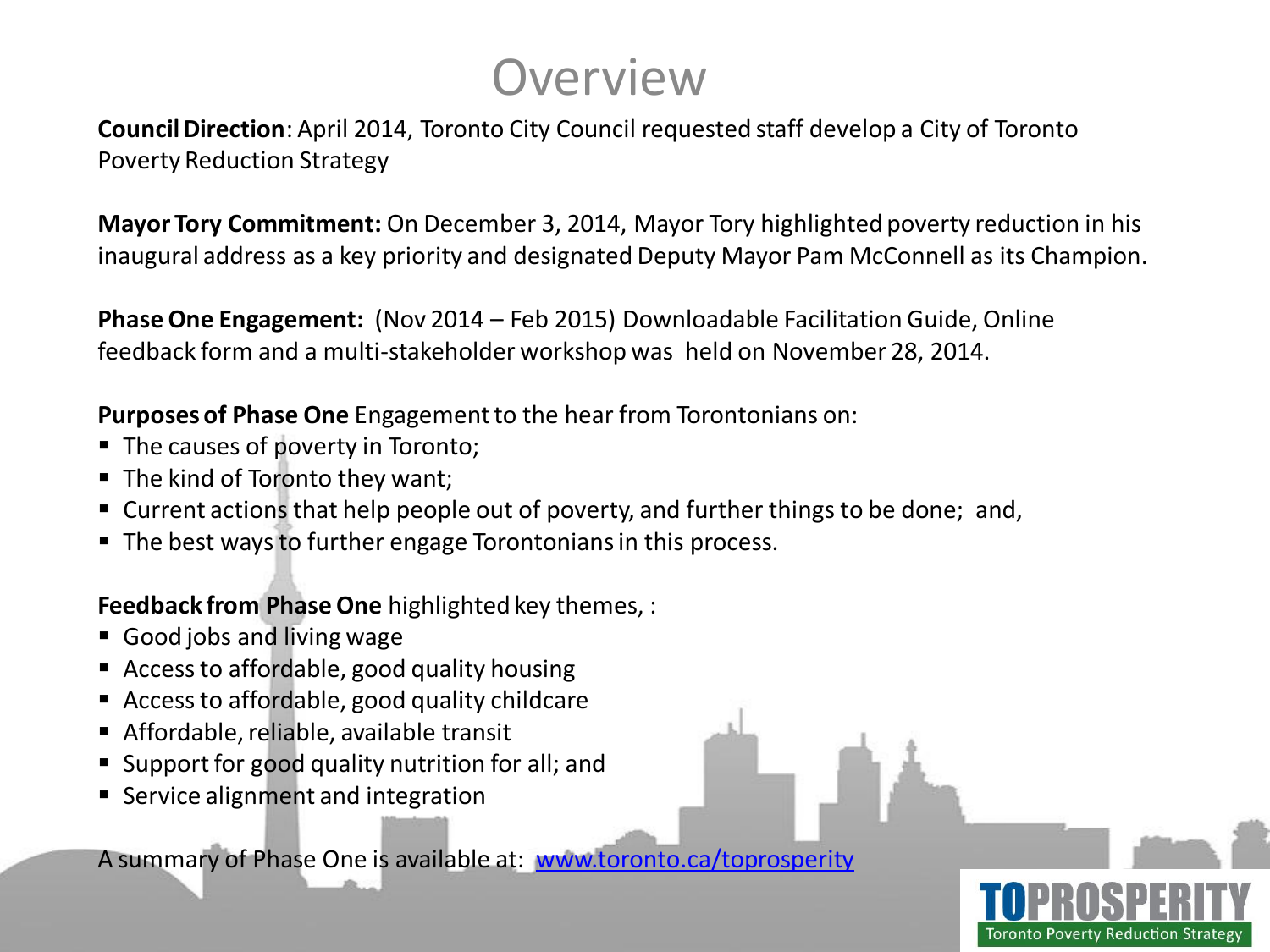# Overview

**Council Direction**: April 2014, Toronto City Council requested staff develop a City of Toronto Poverty Reduction Strategy

**Mayor Tory Commitment:** On December 3, 2014, Mayor Tory highlighted poverty reduction in his inaugural address as a key priority and designated Deputy Mayor Pam McConnell as its Champion.

**Phase One Engagement:** (Nov 2014 – Feb 2015) Downloadable Facilitation Guide, Online feedback form and a multi-stakeholder workshop was held on November 28, 2014.

**Purposes of Phase One** Engagement to the hear from Torontonians on:

- The causes of poverty in Toronto;
- The kind of Toronto they want;
- Current actions that help people out of poverty, and further things to be done; and,
- The best ways to further engage Torontonians in this process.

**Feedback from Phase One** highlighted key themes, :

- Good jobs and living wage
- Access to affordable, good quality housing
- Access to affordable, good quality childcare
- Affordable, reliable, available transit
- Support for good quality nutrition for all; and
- Service alignment and integration

A summary of Phase One is available at: [www.toronto.ca/toprosperity](www.toronto.ca/toprosperity)

TOPROSPERITY
Toronto Poverty Reduction Strategy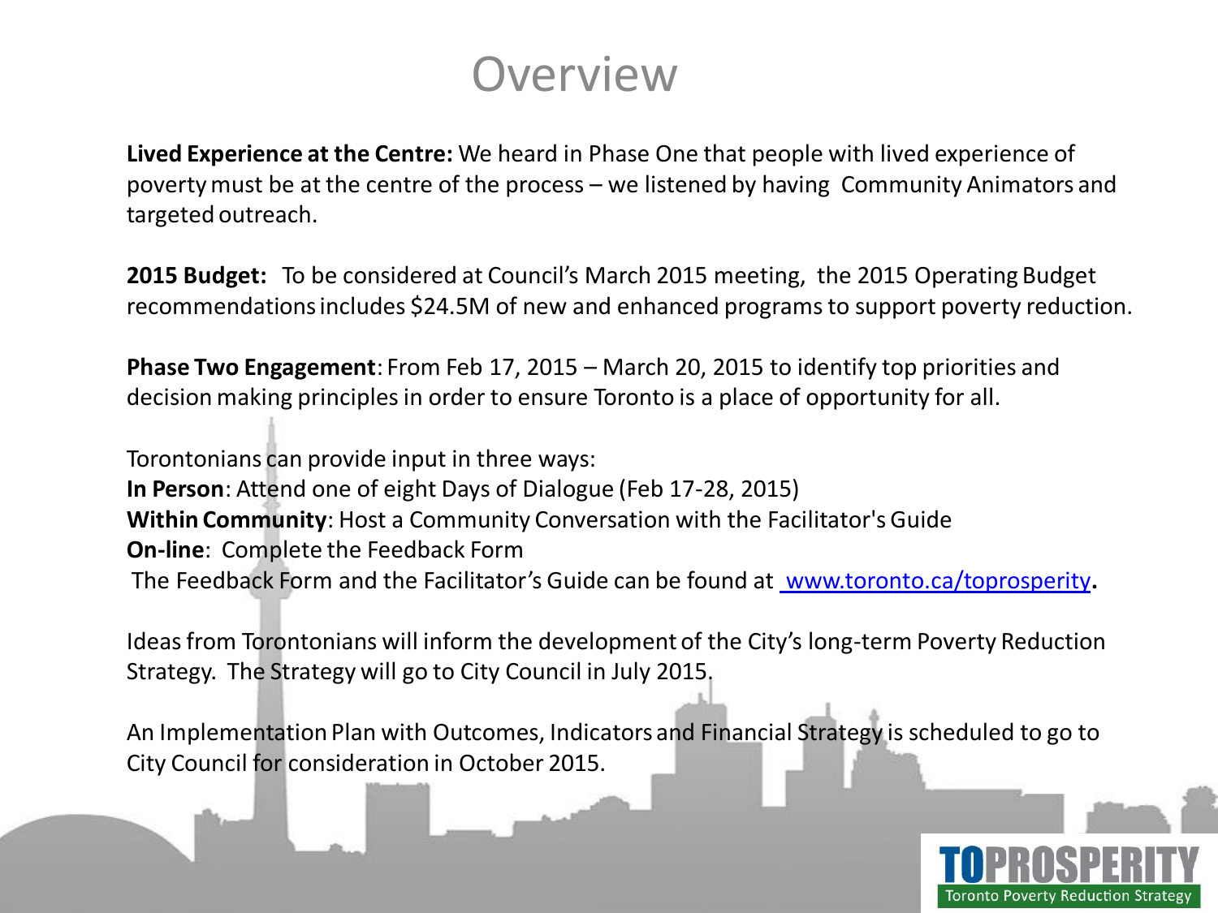# Overview

**Lived Experience at the Centre:** We heard in Phase One that people with lived experience of poverty must be at the centre of the process – we listened by having Community Animators and targeted outreach.

**2015 Budget:** To be considered at Council's March 2015 meeting, the 2015 Operating Budget recommendations includes $24.5M of new and enhanced programs to support poverty reduction.

**Phase Two Engagement**: From Feb 17, 2015 – March 20, 2015 to identify top priorities and decision making principles in order to ensure Toronto is a place of opportunity for all.

Torontonians can provide input in three ways:
**In Person**: Attend one of eight Days of Dialogue (Feb 17-28, 2015)
**Within Community**: Host a Community Conversation with the Facilitator's Guide
**On-line**: Complete the Feedback Form
The Feedback Form and the Facilitator's Guide can be found at [www.toronto.ca/toprosperity](http://www.toronto.ca/toprosperity)**.**

Ideas from Torontonians will inform the development of the City's long-term Poverty Reduction Strategy. The Strategy will go to City Council in July 2015.

An Implementation Plan with Outcomes, Indicators and Financial Strategy is scheduled to go to City Council for consideration in October 2015.

TOPROSPERITY
Toronto Poverty Reduction Strategy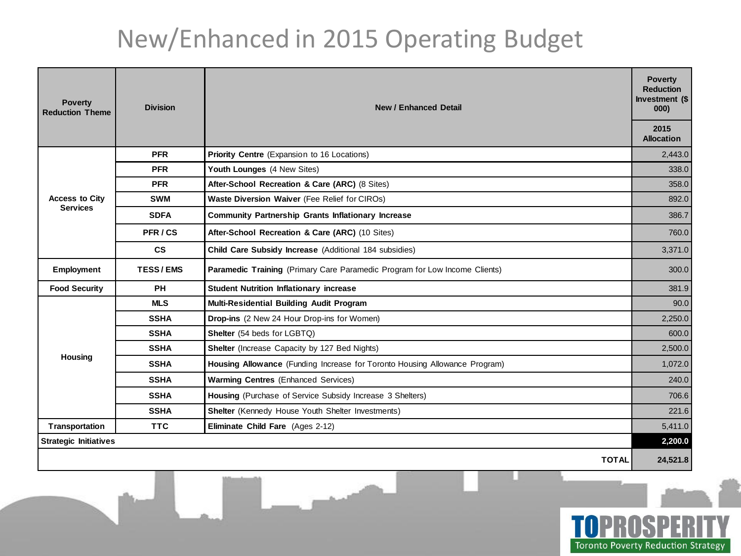# New/Enhanced in 2015 Operating Budget

| Poverty Reduction Theme | Division | New / Enhanced Detail | Poverty Reduction Investment ($ 000) 2015 Allocation |
|---|---|---|---|
| Access to City Services | PFR | **Priority Centre** (Expansion to 16 Locations) | 2,443.0 |
| | PFR | **Youth Lounges** (4 New Sites) | 338.0 |
| | PFR | **After-School Recreation & Care (ARC)** (8 Sites) | 358.0 |
| | SWM | **Waste Diversion Waiver** (Fee Relief for CIROs) | 892.0 |
| | SDFA | **Community Partnership Grants Inflationary Increase** | 386.7 |
| | PFR / CS | **After-School Recreation & Care (ARC)** (10 Sites) | 760.0 |
| | CS | **Child Care Subsidy Increase** (Additional 184 subsidies) | 3,371.0 |
| Employment | TESS / EMS | **Paramedic Training** (Primary Care Paramedic Program for Low Income Clients) | 300.0 |
| Food Security | PH | **Student Nutrition Inflationary increase** | 381.9 |
| Housing | MLS | **Multi-Residential Building Audit Program** | 90.0 |
| | SSHA | **Drop-ins** (2 New 24 Hour Drop-ins for Women) | 2,250.0 |
| | SSHA | **Shelter** (54 beds for LGBTQ) | 600.0 |
| | SSHA | **Shelter** (Increase Capacity by 127 Bed Nights) | 2,500.0 |
| | SSHA | **Housing Allowance** (Funding Increase for Toronto Housing Allowance Program) | 1,072.0 |
| | SSHA | **Warming Centres** (Enhanced Services) | 240.0 |
| | SSHA | **Housing** (Purchase of Service Subsidy Increase 3 Shelters) | 706.6 |
| | SSHA | **Shelter** (Kennedy House Youth Shelter Investments) | 221.6 |
| Transportation | TTC | **Eliminate Child Fare** (Ages 2-12) | 5,411.0 |
| **Strategic Initiatives** | | | **2,200.0** |
| | | **TOTAL** | **24,521.8** |

TOPROSPERITY Toronto Poverty Reduction Strategy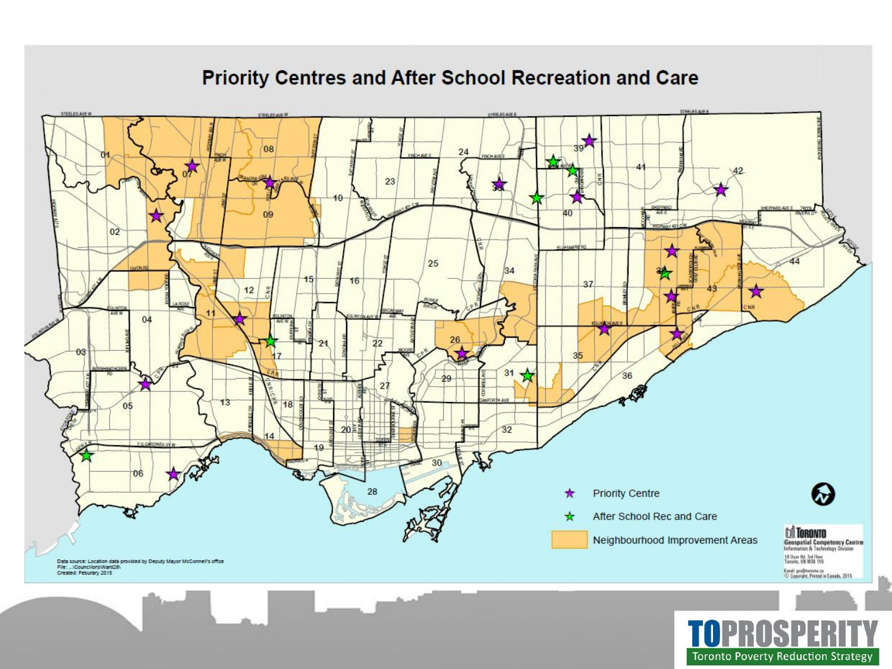# Priority Centres and After School Recreation and Care

Priority Centre

After School Rec and Care

Neighbourhood Improvement Areas

Data source: Location data provided by Deputy Mayor McConnell's office
File: ...\Councillors\Ward28\
Created: Feburary 2015

TORONTO
Geospatial Competency Centre
Information & Technology Division

TOPROSPERITY
Toronto Poverty Reduction Strategy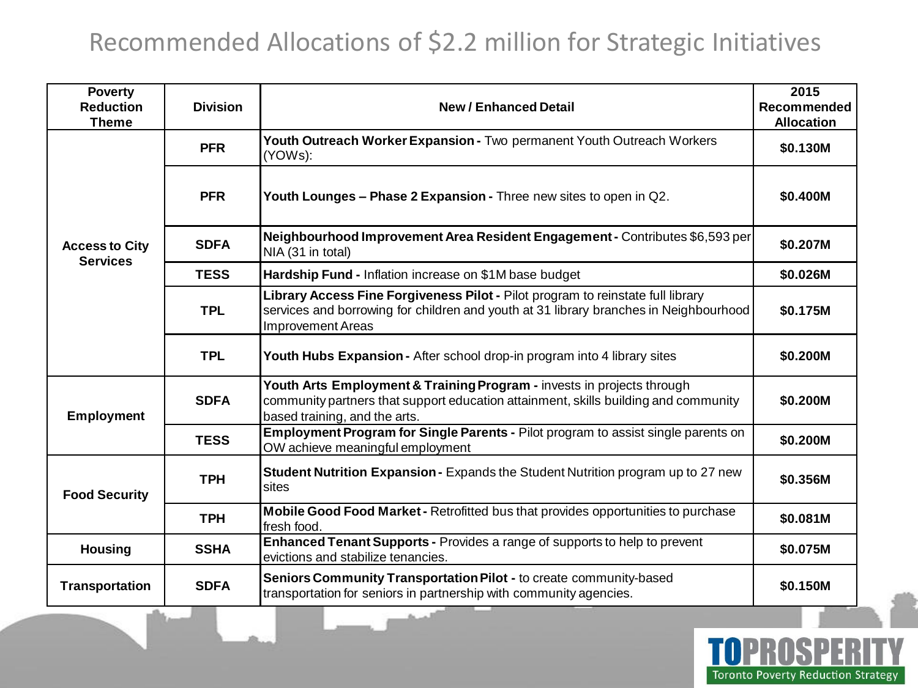# Recommended Allocations of $2.2 million for Strategic Initiatives

| Poverty Reduction Theme | Division | New / Enhanced Detail | 2015 Recommended Allocation |
|---|---|---|---|
| Access to City Services | PFR | **Youth Outreach Worker Expansion -** Two permanent Youth Outreach Workers (YOWs): | $0.130M |
| | PFR | **Youth Lounges – Phase 2 Expansion -** Three new sites to open in Q2. | $0.400M |
| | SDFA | **Neighbourhood Improvement Area Resident Engagement -** Contributes $6,593 per NIA (31 in total) | $0.207M |
| | TESS | **Hardship Fund -** Inflation increase on $1M base budget | $0.026M |
| | TPL | **Library Access Fine Forgiveness Pilot -** Pilot program to reinstate full library services and borrowing for children and youth at 31 library branches in Neighbourhood Improvement Areas | $0.175M |
| | TPL | **Youth Hubs Expansion -** After school drop-in program into 4 library sites | $0.200M |
| Employment | SDFA | **Youth Arts Employment & Training Program -** invests in projects through community partners that support education attainment, skills building and community based training, and the arts. | $0.200M |
| | TESS | **Employment Program for Single Parents -** Pilot program to assist single parents on OW achieve meaningful employment | $0.200M |
| Food Security | TPH | **Student Nutrition Expansion -** Expands the Student Nutrition program up to 27 new sites | $0.356M |
| | TPH | **Mobile Good Food Market -** Retrofitted bus that provides opportunities to purchase fresh food. | $0.081M |
| Housing | SSHA | **Enhanced Tenant Supports -** Provides a range of supports to help to prevent evictions and stabilize tenancies. | $0.075M |
| Transportation | SDFA | **Seniors Community Transportation Pilot -** to create community-based transportation for seniors in partnership with community agencies. | $0.150M |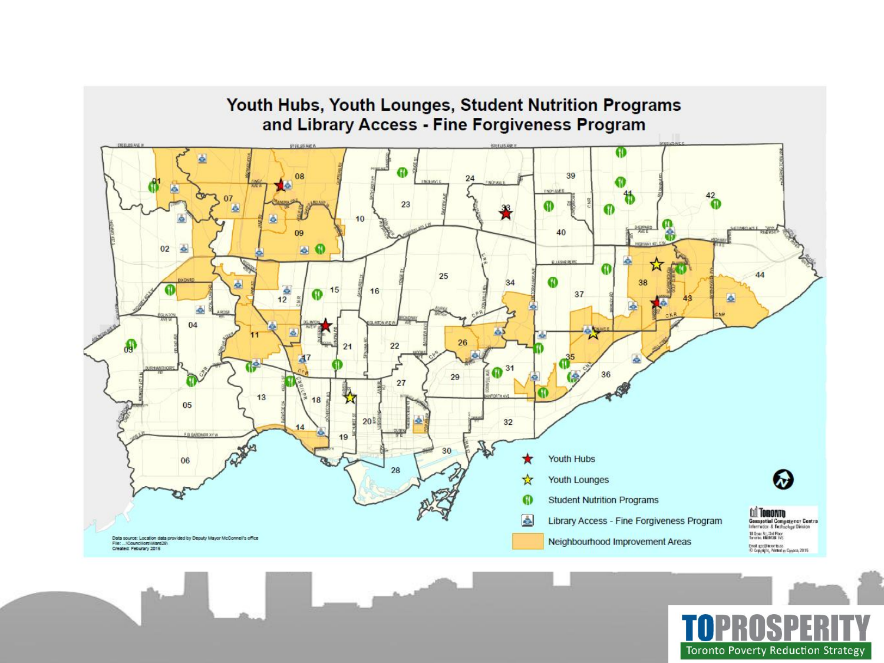# Youth Hubs, Youth Lounges, Student Nutrition Programs and Library Access - Fine Forgiveness Program

- Youth Hubs
- Youth Lounges
- Student Nutrition Programs
- Library Access - Fine Forgiveness Program
- Neighbourhood Improvement Areas

Data source: Location data provided by Deputy Mayor McConnell's office
File: ...\Councillors\Ward28\
Created: Feburary 2015

TOPROSPERITY
Toronto Poverty Reduction Strategy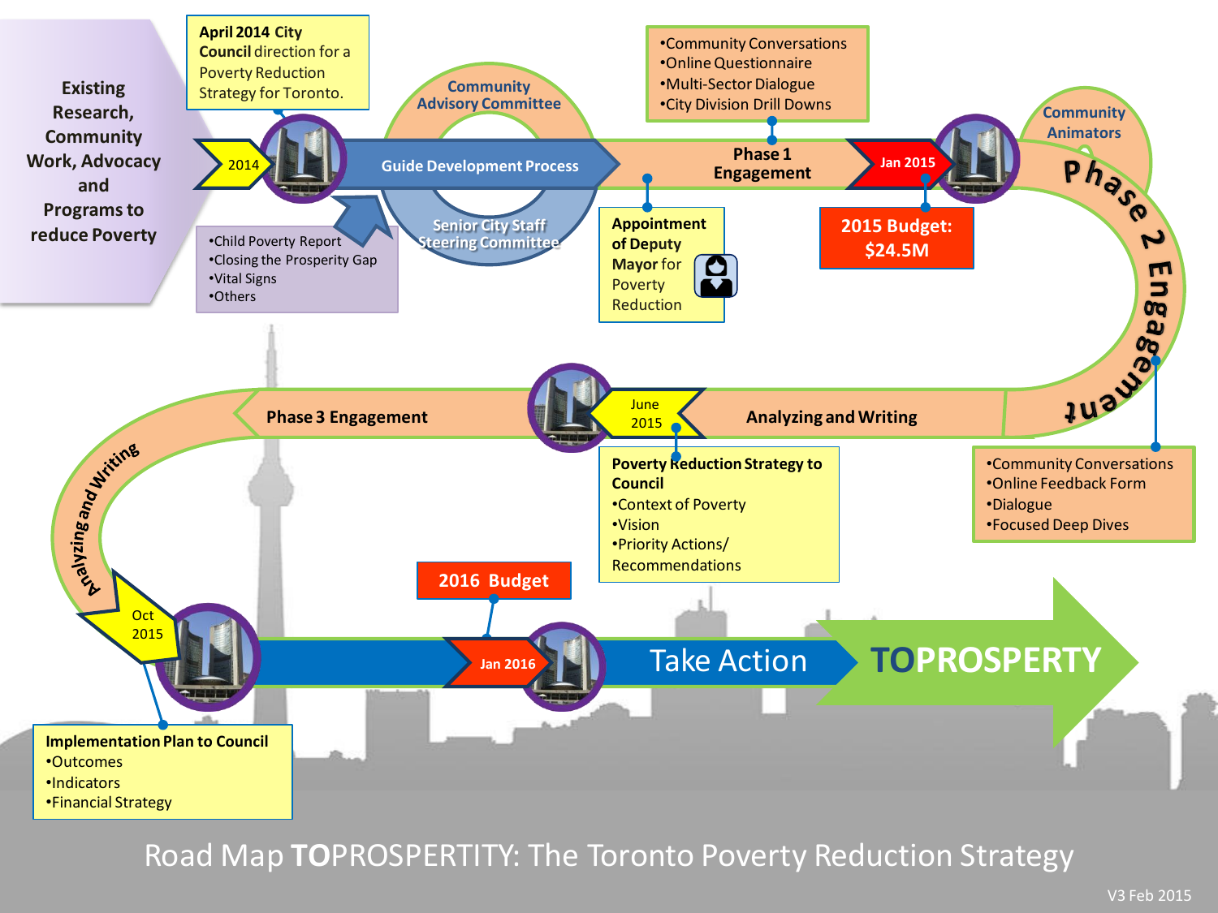# Road Map TOPROSPERTITY: The Toronto Poverty Reduction Strategy

**Existing Research, Community Work, Advocacy and Programs to reduce Poverty**

- Child Poverty Report
- Closing the Prosperity Gap
- Vital Signs
- Others

**2014**

**April 2014 City Council** direction for a Poverty Reduction Strategy for Toronto.

**Guide Development Process**

- Community Advisory Committee
- Senior City Staff Steering Committee

**Appointment of Deputy Mayor** for Poverty Reduction

**Phase 1 Engagement**

- Community Conversations
- Online Questionnaire
- Multi-Sector Dialogue
- City Division Drill Downs

**Jan 2015**

**2015 Budget: $24.5M**

**Phase 2 Engagement**

Community Animators

- Community Conversations
- Online Feedback Form
- Dialogue
- Focused Deep Dives

**Analyzing and Writing**

**June 2015**

**Poverty Reduction Strategy to Council**

- Context of Poverty
- Vision
- Priority Actions/ Recommendations

**Phase 3 Engagement**

**Analyzing and Writing**

**Oct 2015**

**Implementation Plan to Council**

- Outcomes
- Indicators
- Financial Strategy

**2016 Budget**

**Jan 2016**

**Take Action**

**TOPROSPERTY**

V3 Feb 2015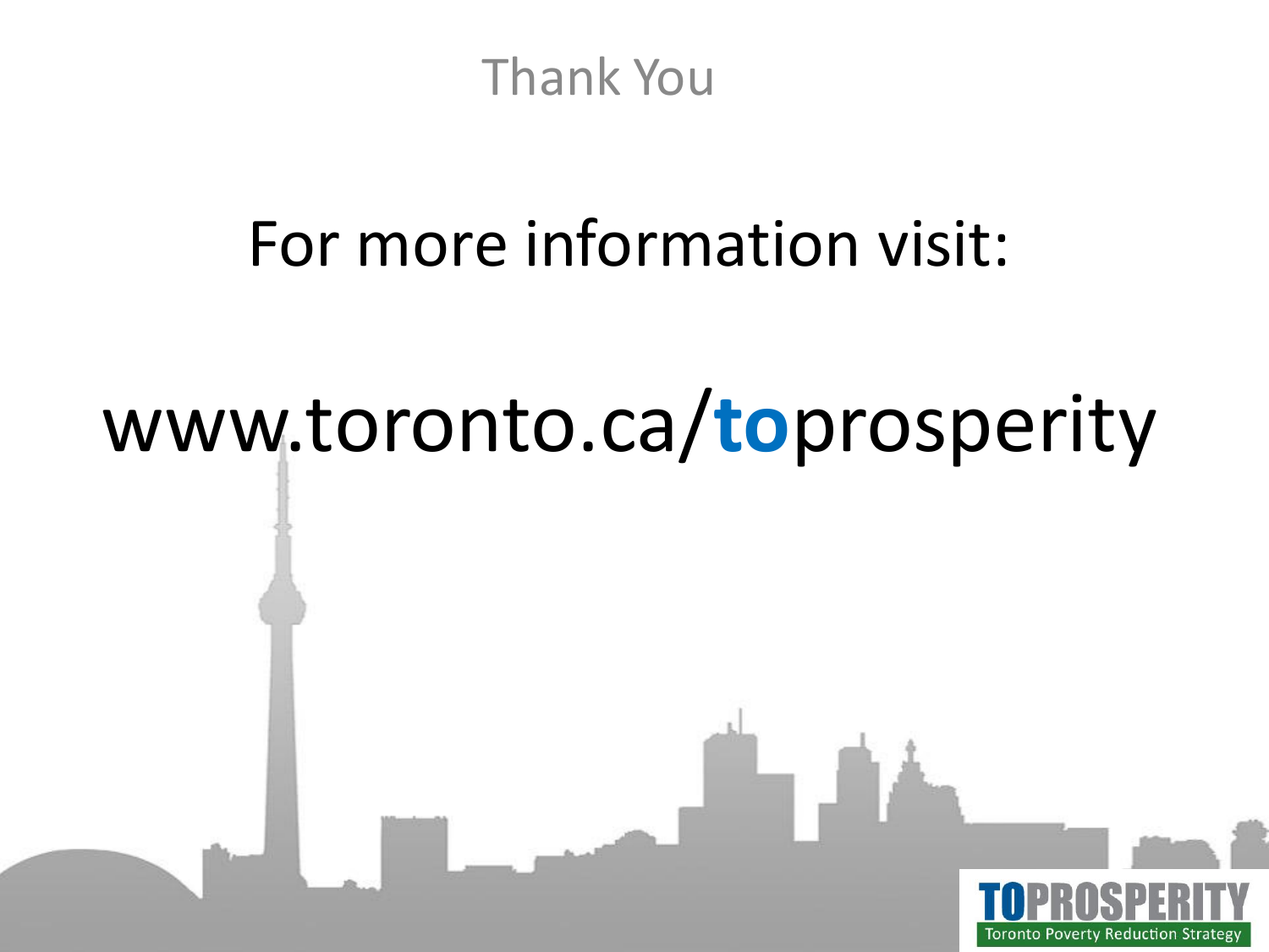# Thank You

For more information visit:

www.toronto.ca/**to**prosperity

TOPROSPERITY
Toronto Poverty Reduction Strategy